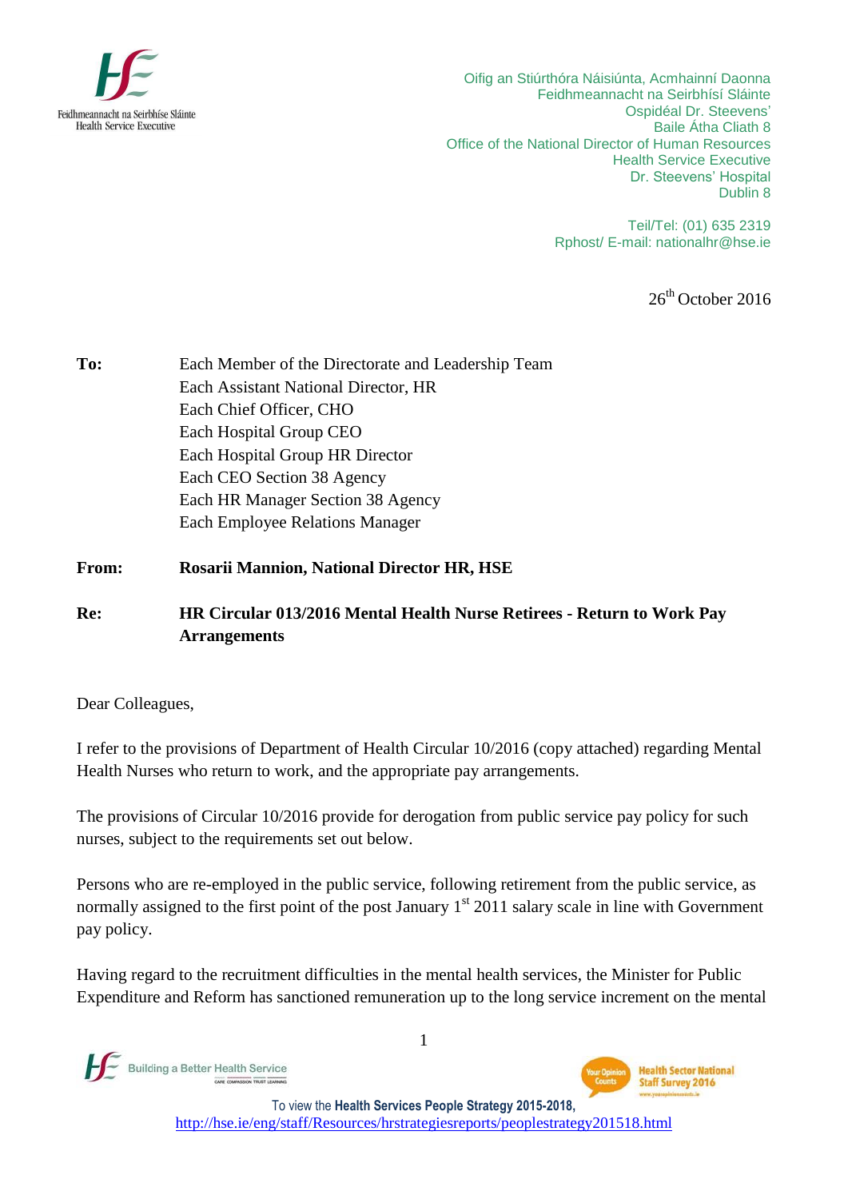Feidhmeannacht na Seirbhíse Sláinte
Health Service Executive

Oifig an Stiúrthóra Náisiúnta, Acmhainní Daonna
Feidhmeannacht na Seirbhísí Sláinte
Ospidéal Dr. Steevens'
Baile Átha Cliath 8
Office of the National Director of Human Resources
Health Service Executive
Dr. Steevens' Hospital
Dublin 8

Teil/Tel: (01) 635 2319
Rphost/ E-mail: nationalhr@hse.ie

26th October 2016

**To:** Each Member of the Directorate and Leadership Team
Each Assistant National Director, HR
Each Chief Officer, CHO
Each Hospital Group CEO
Each Hospital Group HR Director
Each CEO Section 38 Agency
Each HR Manager Section 38 Agency
Each Employee Relations Manager

**From:** **Rosarii Mannion, National Director HR, HSE**

**Re:** **HR Circular 013/2016 Mental Health Nurse Retirees - Return to Work Pay Arrangements**

Dear Colleagues,

I refer to the provisions of Department of Health Circular 10/2016 (copy attached) regarding Mental Health Nurses who return to work, and the appropriate pay arrangements.

The provisions of Circular 10/2016 provide for derogation from public service pay policy for such nurses, subject to the requirements set out below.

Persons who are re-employed in the public service, following retirement from the public service, as normally assigned to the first point of the post January 1st 2011 salary scale in line with Government pay policy.

Having regard to the recruitment difficulties in the mental health services, the Minister for Public Expenditure and Reform has sanctioned remuneration up to the long service increment on the mental

Building a Better Health Service

Health Sector National Staff Survey 2016

To view the **Health Services People Strategy 2015-2018**, http://hse.ie/eng/staff/Resources/hrstrategiesreports/peoplestrategy201518.html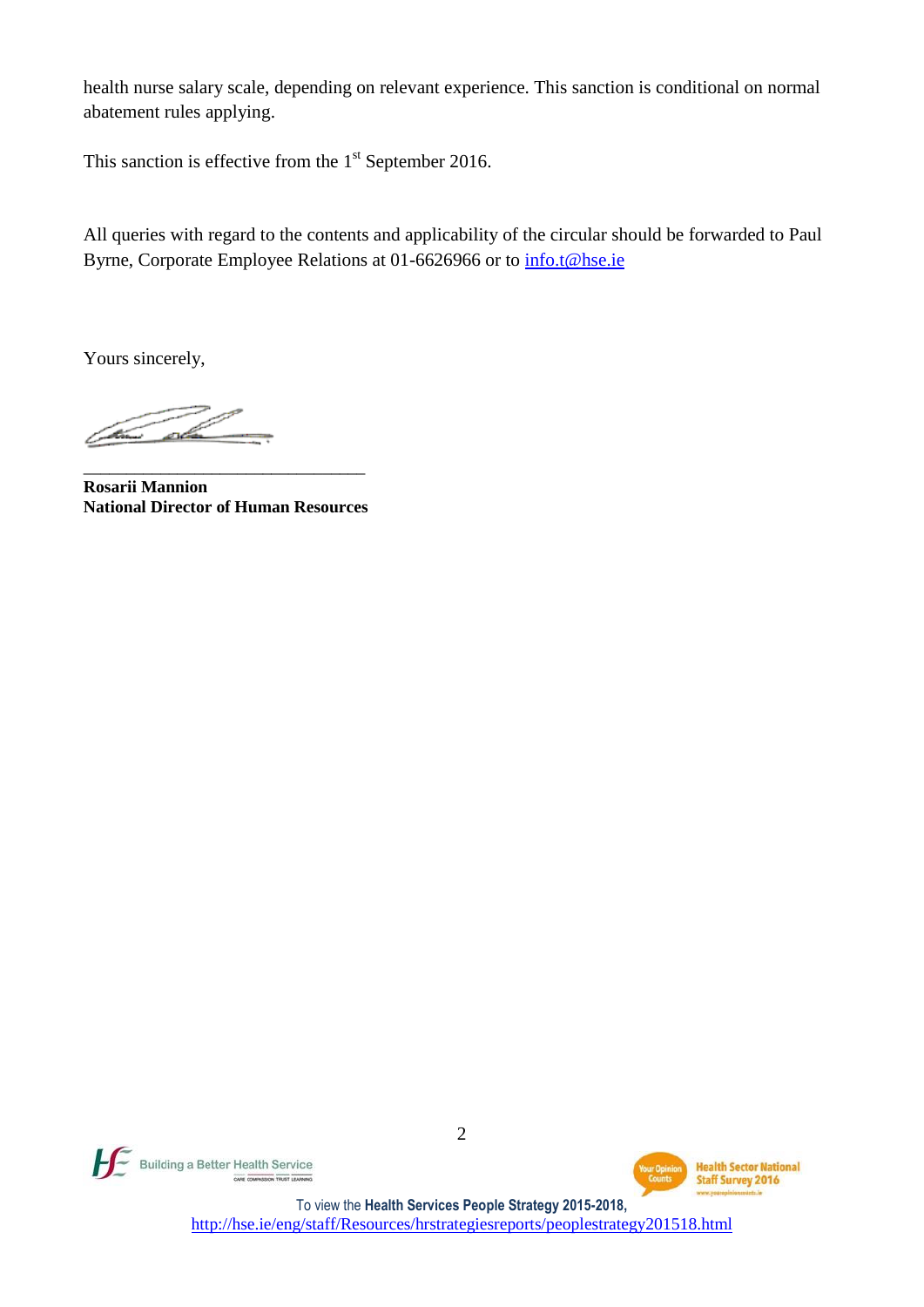health nurse salary scale, depending on relevant experience. This sanction is conditional on normal abatement rules applying.

This sanction is effective from the 1st September 2016.

All queries with regard to the contents and applicability of the circular should be forwarded to Paul Byrne, Corporate Employee Relations at 01-6626966 or to info.t@hse.ie

Yours sincerely,

\_\_\_\_\_\_\_\_\_\_\_\_\_\_\_\_\_\_\_\_\_\_\_\_\_\_\_\_\_\_\_\_\_\_

**Rosarii Mannion**
**National Director of Human Resources**